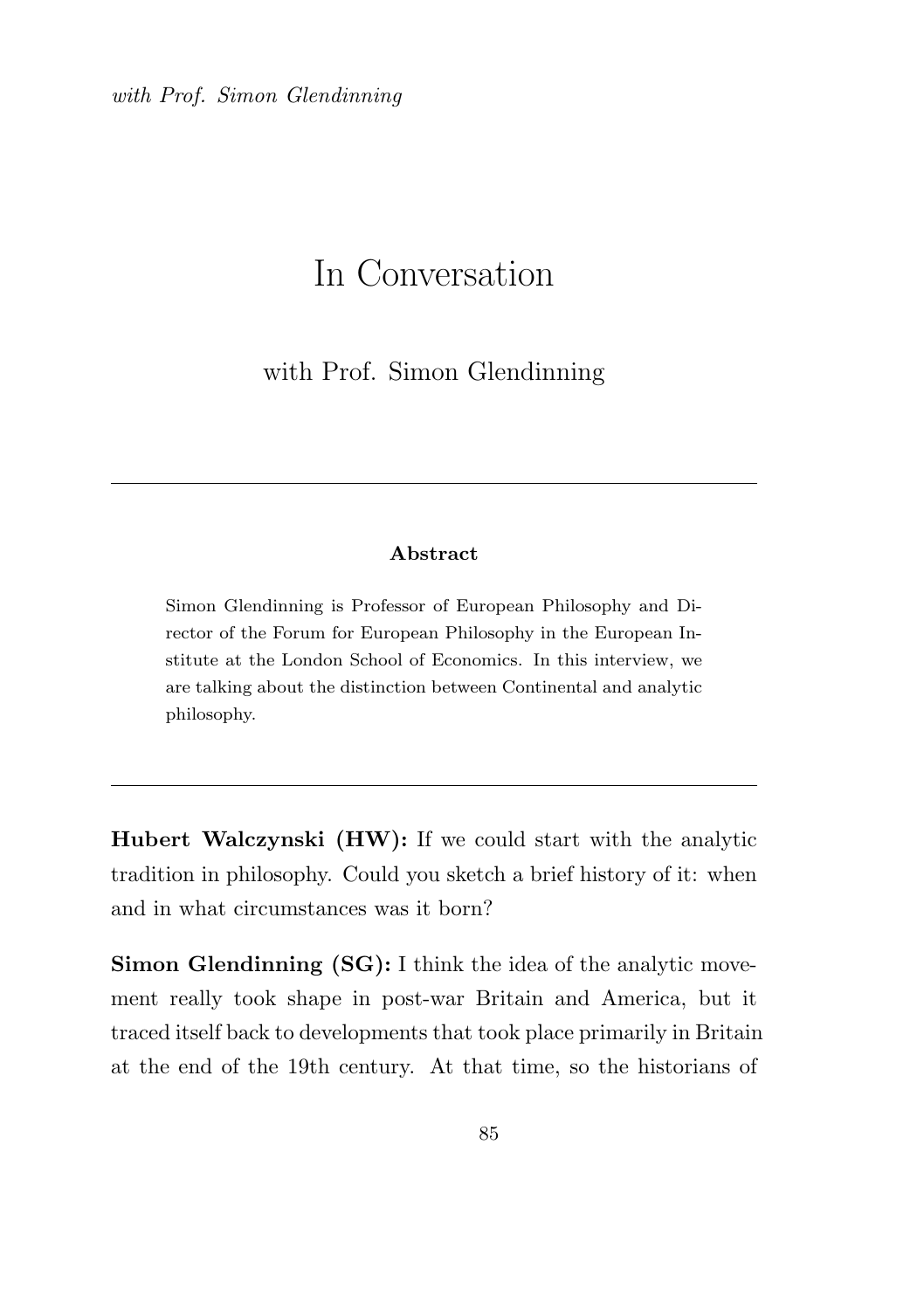# In Conversation

with Prof. Simon Glendinning

---

**Abstract**

Simon Glendinning is Professor of European Philosophy and Director of the Forum for European Philosophy in the European Institute at the London School of Economics. In this interview, we are talking about the distinction between Continental and analytic philosophy.

---

**Hubert Walczynski (HW):** If we could start with the analytic tradition in philosophy. Could you sketch a brief history of it: when and in what circumstances was it born?

**Simon Glendinning (SG):** I think the idea of the analytic movement really took shape in post-war Britain and America, but it traced itself back to developments that took place primarily in Britain at the end of the 19th century. At that time, so the historians of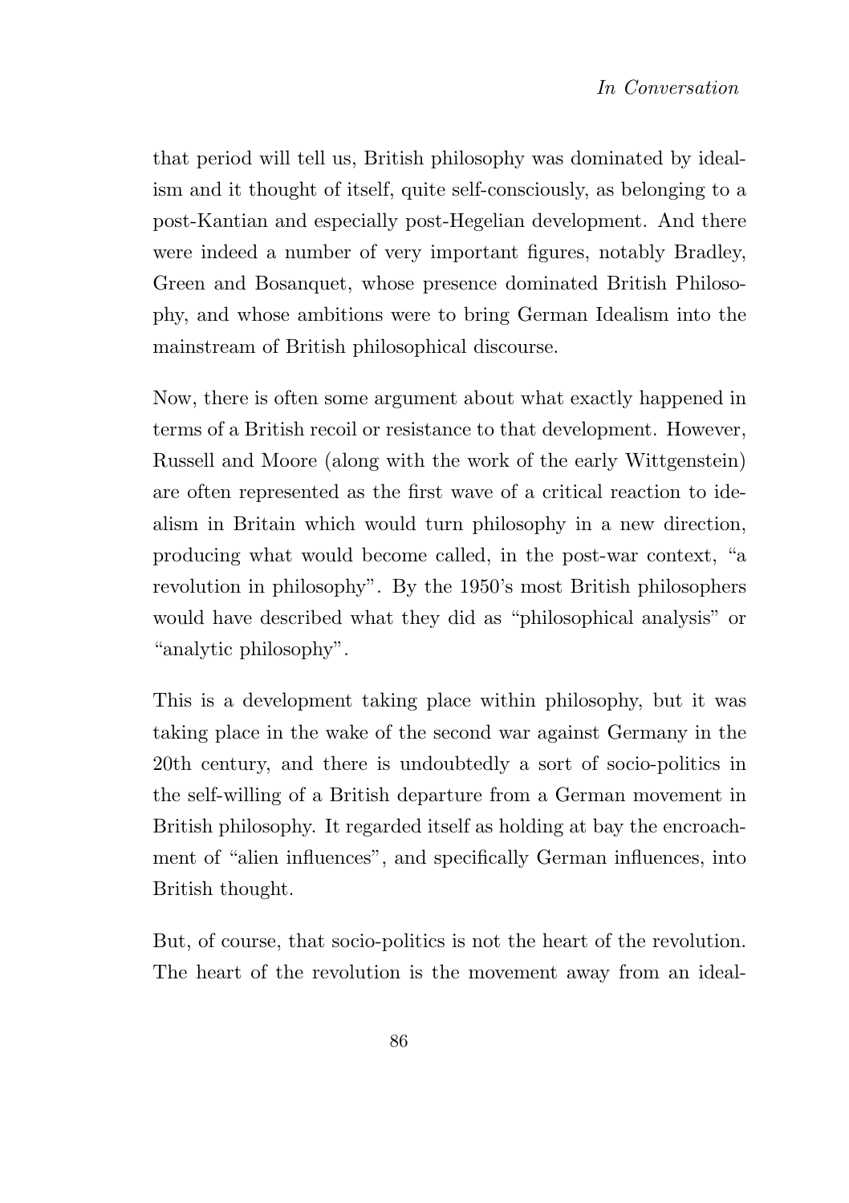that period will tell us, British philosophy was dominated by idealism and it thought of itself, quite self-consciously, as belonging to a post-Kantian and especially post-Hegelian development. And there were indeed a number of very important figures, notably Bradley, Green and Bosanquet, whose presence dominated British Philosophy, and whose ambitions were to bring German Idealism into the mainstream of British philosophical discourse.

Now, there is often some argument about what exactly happened in terms of a British recoil or resistance to that development. However, Russell and Moore (along with the work of the early Wittgenstein) are often represented as the first wave of a critical reaction to idealism in Britain which would turn philosophy in a new direction, producing what would become called, in the post-war context, "a revolution in philosophy". By the 1950's most British philosophers would have described what they did as "philosophical analysis" or "analytic philosophy".

This is a development taking place within philosophy, but it was taking place in the wake of the second war against Germany in the 20th century, and there is undoubtedly a sort of socio-politics in the self-willing of a British departure from a German movement in British philosophy. It regarded itself as holding at bay the encroachment of "alien influences", and specifically German influences, into British thought.

But, of course, that socio-politics is not the heart of the revolution. The heart of the revolution is the movement away from an ideal-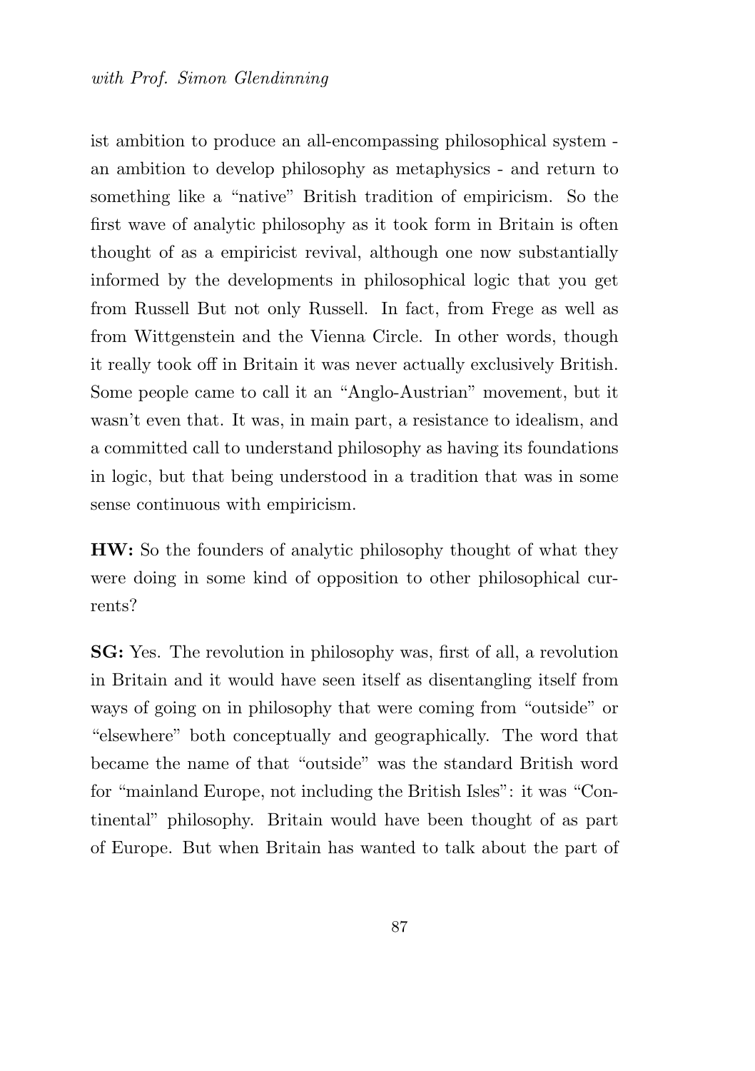ist ambition to produce an all-encompassing philosophical system - an ambition to develop philosophy as metaphysics - and return to something like a "native" British tradition of empiricism. So the first wave of analytic philosophy as it took form in Britain is often thought of as a empiricist revival, although one now substantially informed by the developments in philosophical logic that you get from Russell But not only Russell. In fact, from Frege as well as from Wittgenstein and the Vienna Circle. In other words, though it really took off in Britain it was never actually exclusively British. Some people came to call it an "Anglo-Austrian" movement, but it wasn't even that. It was, in main part, a resistance to idealism, and a committed call to understand philosophy as having its foundations in logic, but that being understood in a tradition that was in some sense continuous with empiricism.

**HW:** So the founders of analytic philosophy thought of what they were doing in some kind of opposition to other philosophical currents?

**SG:** Yes. The revolution in philosophy was, first of all, a revolution in Britain and it would have seen itself as disentangling itself from ways of going on in philosophy that were coming from "outside" or "elsewhere" both conceptually and geographically. The word that became the name of that "outside" was the standard British word for "mainland Europe, not including the British Isles": it was "Continental" philosophy. Britain would have been thought of as part of Europe. But when Britain has wanted to talk about the part of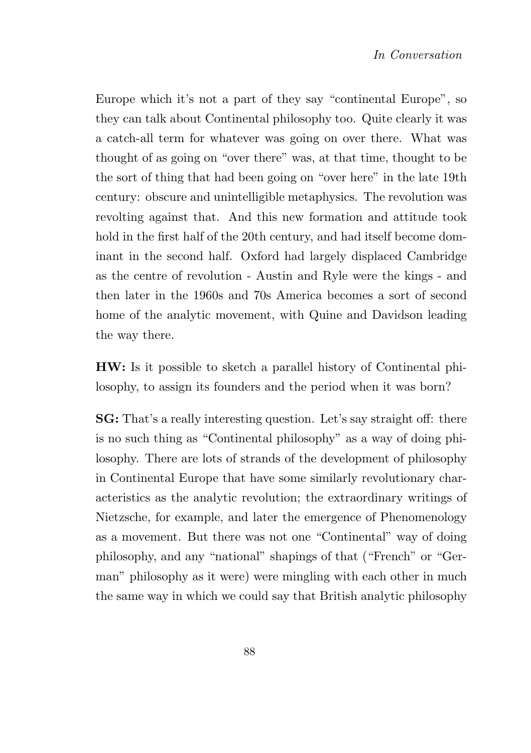Europe which it's not a part of they say "continental Europe", so they can talk about Continental philosophy too. Quite clearly it was a catch-all term for whatever was going on over there. What was thought of as going on "over there" was, at that time, thought to be the sort of thing that had been going on "over here" in the late 19th century: obscure and unintelligible metaphysics. The revolution was revolting against that. And this new formation and attitude took hold in the first half of the 20th century, and had itself become dominant in the second half. Oxford had largely displaced Cambridge as the centre of revolution - Austin and Ryle were the kings - and then later in the 1960s and 70s America becomes a sort of second home of the analytic movement, with Quine and Davidson leading the way there.

**HW:** Is it possible to sketch a parallel history of Continental philosophy, to assign its founders and the period when it was born?

**SG:** That's a really interesting question. Let's say straight off: there is no such thing as "Continental philosophy" as a way of doing philosophy. There are lots of strands of the development of philosophy in Continental Europe that have some similarly revolutionary characteristics as the analytic revolution; the extraordinary writings of Nietzsche, for example, and later the emergence of Phenomenology as a movement. But there was not one "Continental" way of doing philosophy, and any "national" shapings of that ("French" or "German" philosophy as it were) were mingling with each other in much the same way in which we could say that British analytic philosophy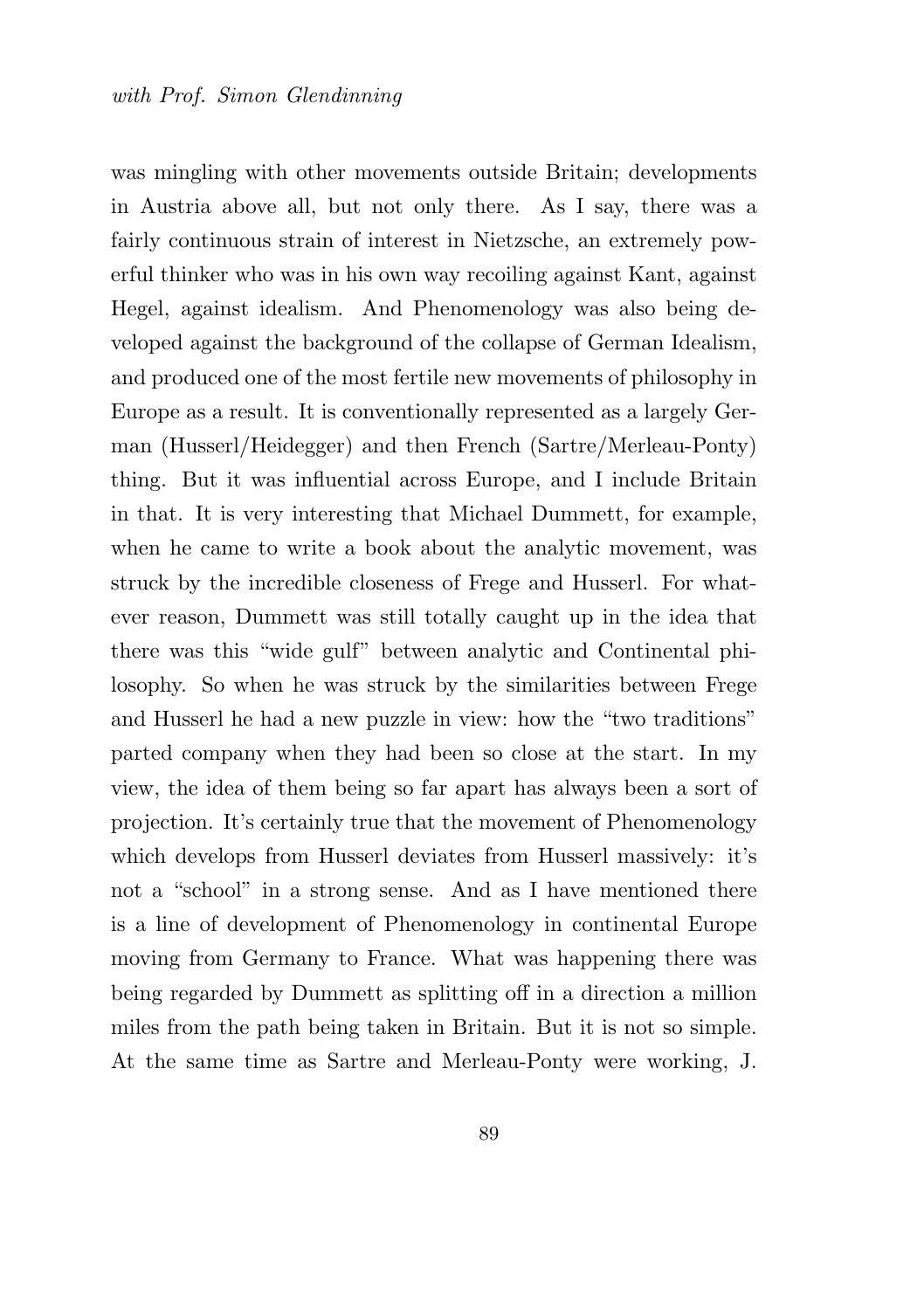was mingling with other movements outside Britain; developments in Austria above all, but not only there. As I say, there was a fairly continuous strain of interest in Nietzsche, an extremely powerful thinker who was in his own way recoiling against Kant, against Hegel, against idealism. And Phenomenology was also being developed against the background of the collapse of German Idealism, and produced one of the most fertile new movements of philosophy in Europe as a result. It is conventionally represented as a largely German (Husserl/Heidegger) and then French (Sartre/Merleau-Ponty) thing. But it was influential across Europe, and I include Britain in that. It is very interesting that Michael Dummett, for example, when he came to write a book about the analytic movement, was struck by the incredible closeness of Frege and Husserl. For whatever reason, Dummett was still totally caught up in the idea that there was this "wide gulf" between analytic and Continental philosophy. So when he was struck by the similarities between Frege and Husserl he had a new puzzle in view: how the "two traditions" parted company when they had been so close at the start. In my view, the idea of them being so far apart has always been a sort of projection. It's certainly true that the movement of Phenomenology which develops from Husserl deviates from Husserl massively: it's not a "school" in a strong sense. And as I have mentioned there is a line of development of Phenomenology in continental Europe moving from Germany to France. What was happening there was being regarded by Dummett as splitting off in a direction a million miles from the path being taken in Britain. But it is not so simple. At the same time as Sartre and Merleau-Ponty were working, J.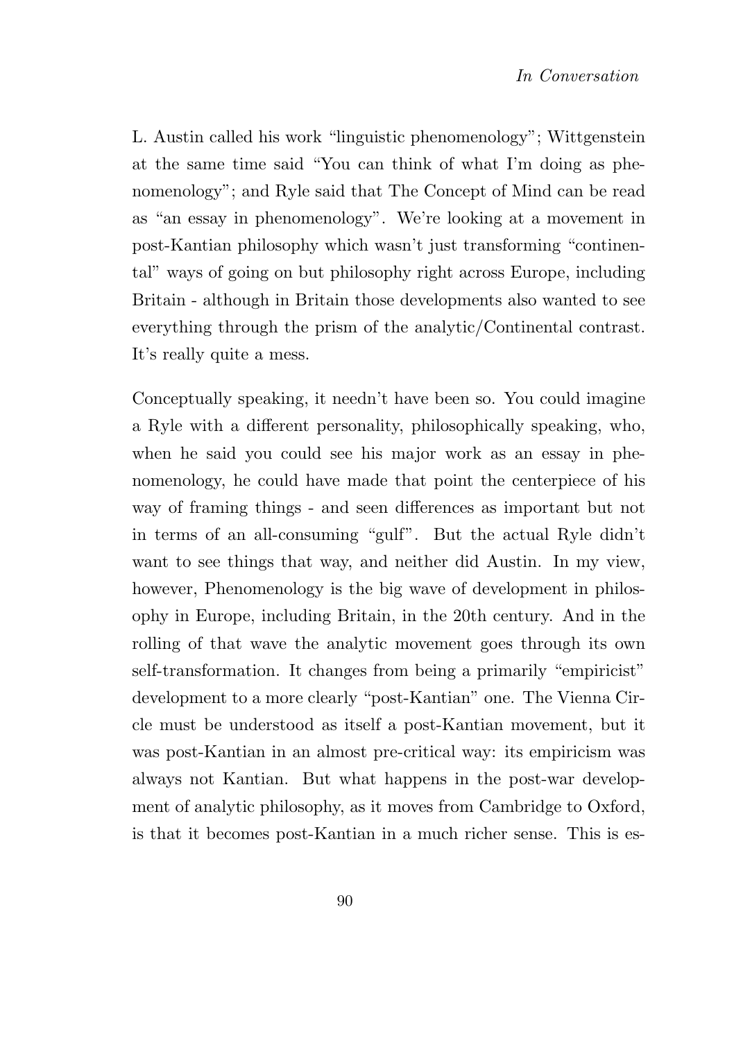L. Austin called his work "linguistic phenomenology"; Wittgenstein at the same time said "You can think of what I'm doing as phenomenology"; and Ryle said that The Concept of Mind can be read as "an essay in phenomenology". We're looking at a movement in post-Kantian philosophy which wasn't just transforming "continental" ways of going on but philosophy right across Europe, including Britain - although in Britain those developments also wanted to see everything through the prism of the analytic/Continental contrast. It's really quite a mess.

Conceptually speaking, it needn't have been so. You could imagine a Ryle with a different personality, philosophically speaking, who, when he said you could see his major work as an essay in phenomenology, he could have made that point the centerpiece of his way of framing things - and seen differences as important but not in terms of an all-consuming "gulf". But the actual Ryle didn't want to see things that way, and neither did Austin. In my view, however, Phenomenology is the big wave of development in philosophy in Europe, including Britain, in the 20th century. And in the rolling of that wave the analytic movement goes through its own self-transformation. It changes from being a primarily "empiricist" development to a more clearly "post-Kantian" one. The Vienna Circle must be understood as itself a post-Kantian movement, but it was post-Kantian in an almost pre-critical way: its empiricism was always not Kantian. But what happens in the post-war development of analytic philosophy, as it moves from Cambridge to Oxford, is that it becomes post-Kantian in a much richer sense. This is es-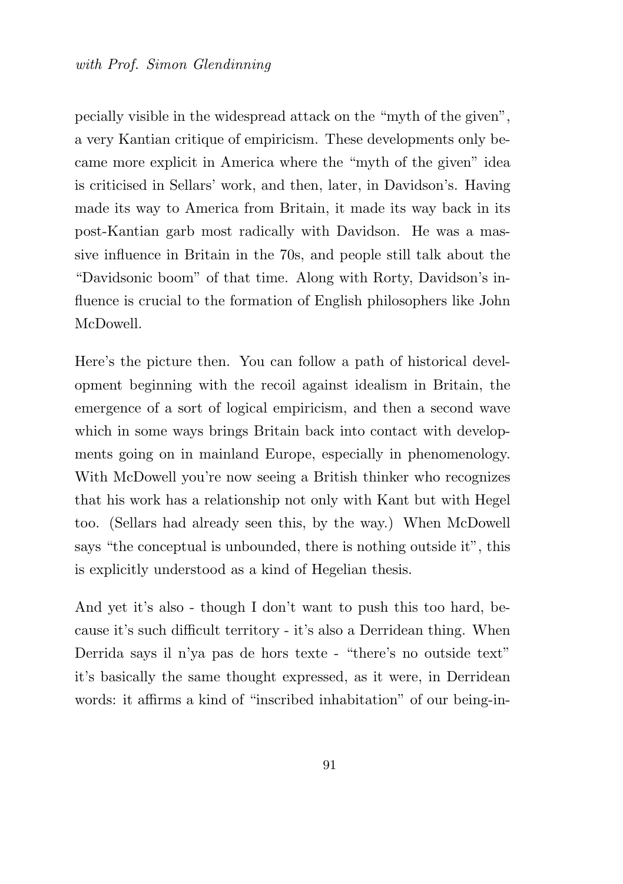pecially visible in the widespread attack on the "myth of the given", a very Kantian critique of empiricism. These developments only became more explicit in America where the "myth of the given" idea is criticised in Sellars' work, and then, later, in Davidson's. Having made its way to America from Britain, it made its way back in its post-Kantian garb most radically with Davidson. He was a massive influence in Britain in the 70s, and people still talk about the "Davidsonic boom" of that time. Along with Rorty, Davidson's influence is crucial to the formation of English philosophers like John McDowell.

Here's the picture then. You can follow a path of historical development beginning with the recoil against idealism in Britain, the emergence of a sort of logical empiricism, and then a second wave which in some ways brings Britain back into contact with developments going on in mainland Europe, especially in phenomenology. With McDowell you're now seeing a British thinker who recognizes that his work has a relationship not only with Kant but with Hegel too. (Sellars had already seen this, by the way.) When McDowell says "the conceptual is unbounded, there is nothing outside it", this is explicitly understood as a kind of Hegelian thesis.

And yet it's also - though I don't want to push this too hard, because it's such difficult territory - it's also a Derridean thing. When Derrida says il n'ya pas de hors texte - "there's no outside text" it's basically the same thought expressed, as it were, in Derridean words: it affirms a kind of "inscribed inhabitation" of our being-in-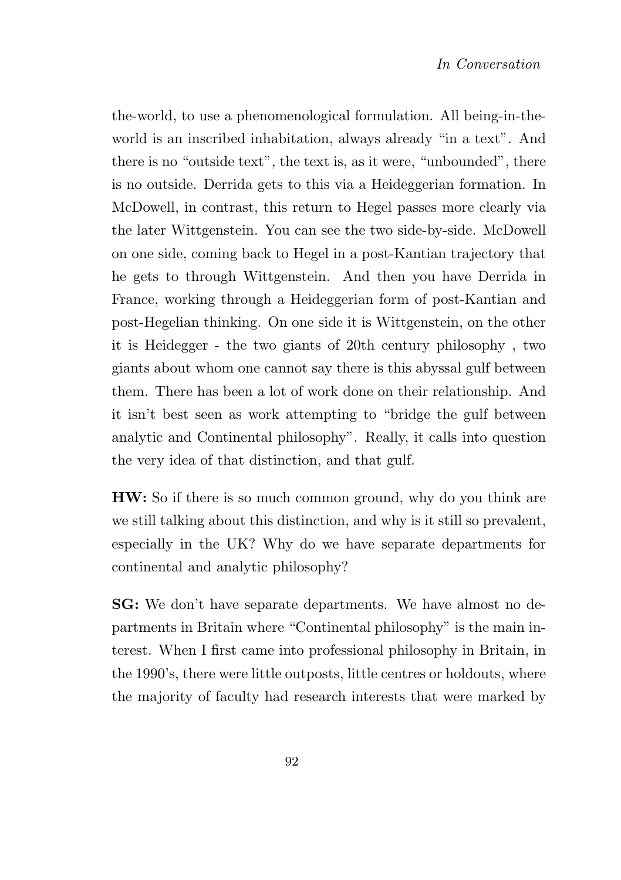the-world, to use a phenomenological formulation. All being-in-the-world is an inscribed inhabitation, always already "in a text". And there is no "outside text", the text is, as it were, "unbounded", there is no outside. Derrida gets to this via a Heideggerian formation. In McDowell, in contrast, this return to Hegel passes more clearly via the later Wittgenstein. You can see the two side-by-side. McDowell on one side, coming back to Hegel in a post-Kantian trajectory that he gets to through Wittgenstein. And then you have Derrida in France, working through a Heideggerian form of post-Kantian and post-Hegelian thinking. On one side it is Wittgenstein, on the other it is Heidegger - the two giants of 20th century philosophy , two giants about whom one cannot say there is this abyssal gulf between them. There has been a lot of work done on their relationship. And it isn't best seen as work attempting to "bridge the gulf between analytic and Continental philosophy". Really, it calls into question the very idea of that distinction, and that gulf.

**HW:** So if there is so much common ground, why do you think are we still talking about this distinction, and why is it still so prevalent, especially in the UK? Why do we have separate departments for continental and analytic philosophy?

**SG:** We don't have separate departments. We have almost no departments in Britain where "Continental philosophy" is the main interest. When I first came into professional philosophy in Britain, in the 1990's, there were little outposts, little centres or holdouts, where the majority of faculty had research interests that were marked by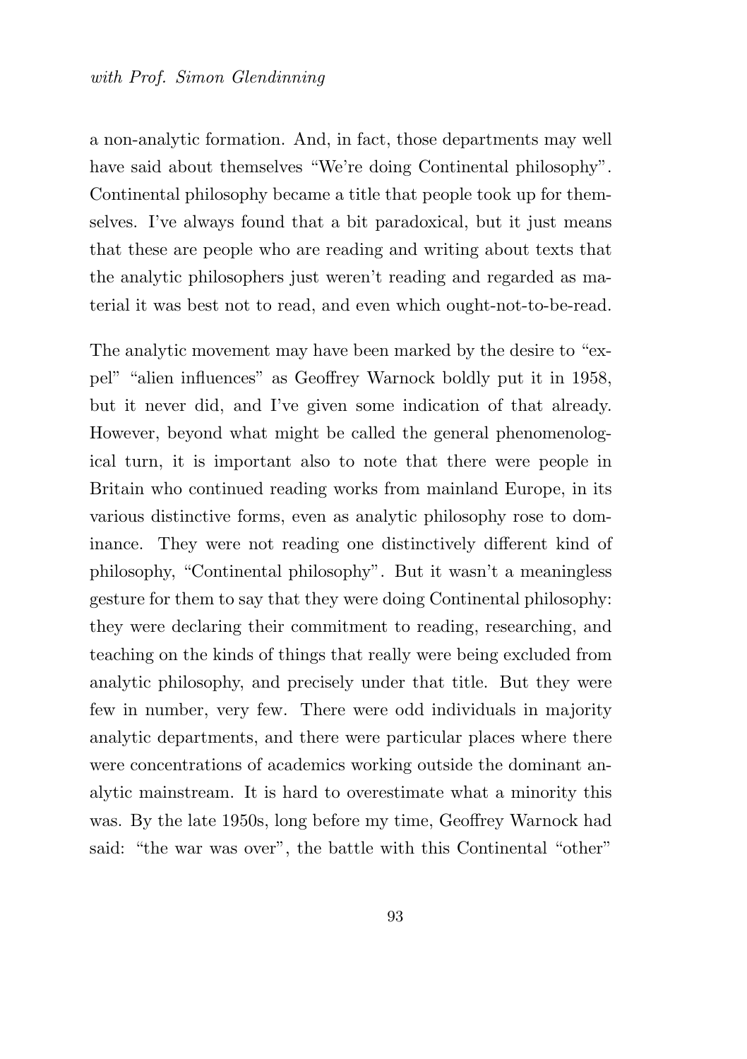a non-analytic formation. And, in fact, those departments may well have said about themselves "We're doing Continental philosophy". Continental philosophy became a title that people took up for themselves. I've always found that a bit paradoxical, but it just means that these are people who are reading and writing about texts that the analytic philosophers just weren't reading and regarded as material it was best not to read, and even which ought-not-to-be-read.

The analytic movement may have been marked by the desire to "expel" "alien influences" as Geoffrey Warnock boldly put it in 1958, but it never did, and I've given some indication of that already. However, beyond what might be called the general phenomenological turn, it is important also to note that there were people in Britain who continued reading works from mainland Europe, in its various distinctive forms, even as analytic philosophy rose to dominance. They were not reading one distinctively different kind of philosophy, "Continental philosophy". But it wasn't a meaningless gesture for them to say that they were doing Continental philosophy: they were declaring their commitment to reading, researching, and teaching on the kinds of things that really were being excluded from analytic philosophy, and precisely under that title. But they were few in number, very few. There were odd individuals in majority analytic departments, and there were particular places where there were concentrations of academics working outside the dominant analytic mainstream. It is hard to overestimate what a minority this was. By the late 1950s, long before my time, Geoffrey Warnock had said: "the war was over", the battle with this Continental "other"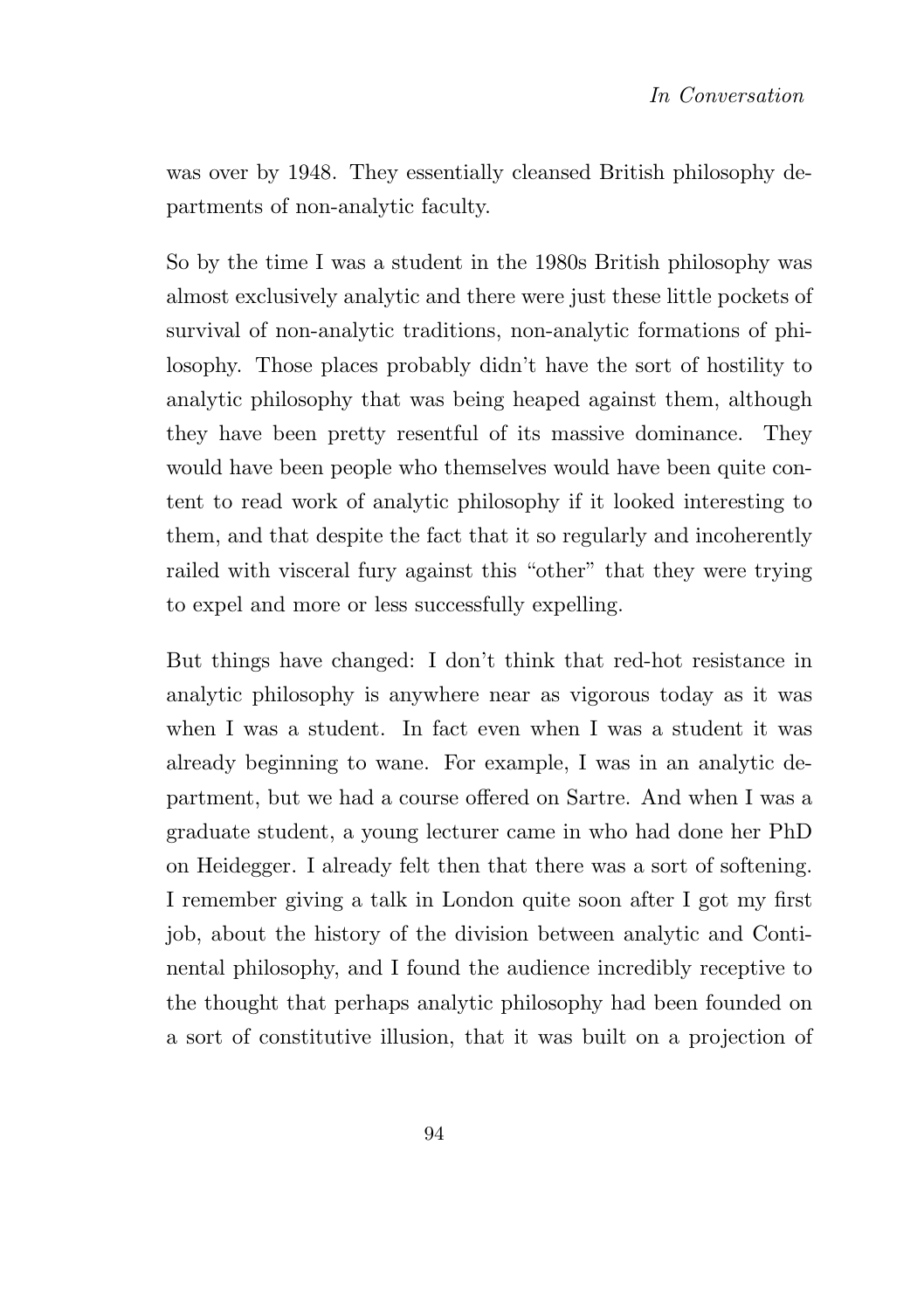was over by 1948. They essentially cleansed British philosophy departments of non-analytic faculty.

So by the time I was a student in the 1980s British philosophy was almost exclusively analytic and there were just these little pockets of survival of non-analytic traditions, non-analytic formations of philosophy. Those places probably didn't have the sort of hostility to analytic philosophy that was being heaped against them, although they have been pretty resentful of its massive dominance. They would have been people who themselves would have been quite content to read work of analytic philosophy if it looked interesting to them, and that despite the fact that it so regularly and incoherently railed with visceral fury against this "other" that they were trying to expel and more or less successfully expelling.

But things have changed: I don't think that red-hot resistance in analytic philosophy is anywhere near as vigorous today as it was when I was a student. In fact even when I was a student it was already beginning to wane. For example, I was in an analytic department, but we had a course offered on Sartre. And when I was a graduate student, a young lecturer came in who had done her PhD on Heidegger. I already felt then that there was a sort of softening. I remember giving a talk in London quite soon after I got my first job, about the history of the division between analytic and Continental philosophy, and I found the audience incredibly receptive to the thought that perhaps analytic philosophy had been founded on a sort of constitutive illusion, that it was built on a projection of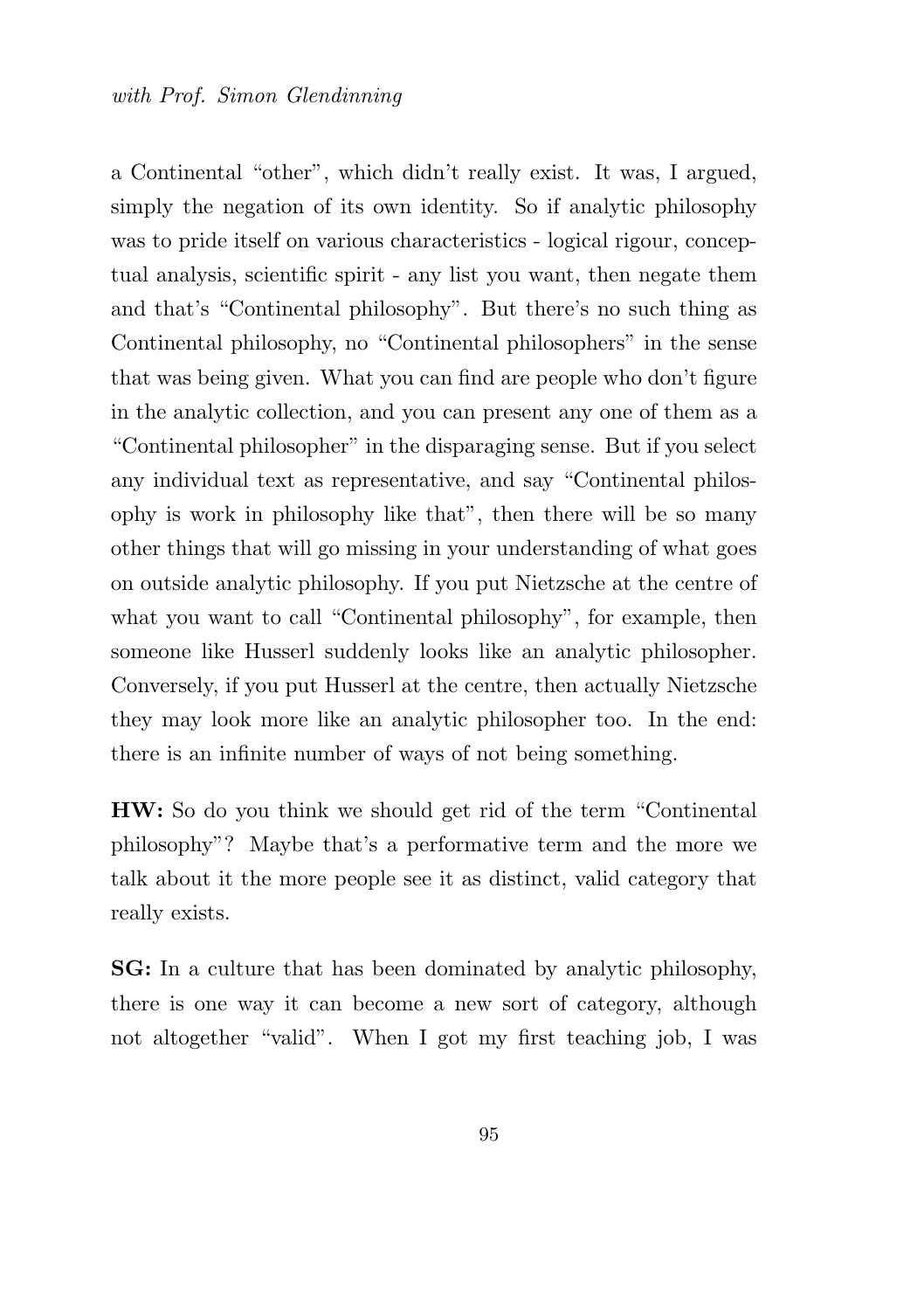a Continental "other", which didn't really exist. It was, I argued, simply the negation of its own identity. So if analytic philosophy was to pride itself on various characteristics - logical rigour, conceptual analysis, scientific spirit - any list you want, then negate them and that's "Continental philosophy". But there's no such thing as Continental philosophy, no "Continental philosophers" in the sense that was being given. What you can find are people who don't figure in the analytic collection, and you can present any one of them as a "Continental philosopher" in the disparaging sense. But if you select any individual text as representative, and say "Continental philosophy is work in philosophy like that", then there will be so many other things that will go missing in your understanding of what goes on outside analytic philosophy. If you put Nietzsche at the centre of what you want to call "Continental philosophy", for example, then someone like Husserl suddenly looks like an analytic philosopher. Conversely, if you put Husserl at the centre, then actually Nietzsche they may look more like an analytic philosopher too. In the end: there is an infinite number of ways of not being something.

**HW:** So do you think we should get rid of the term "Continental philosophy"? Maybe that's a performative term and the more we talk about it the more people see it as distinct, valid category that really exists.

**SG:** In a culture that has been dominated by analytic philosophy, there is one way it can become a new sort of category, although not altogether "valid". When I got my first teaching job, I was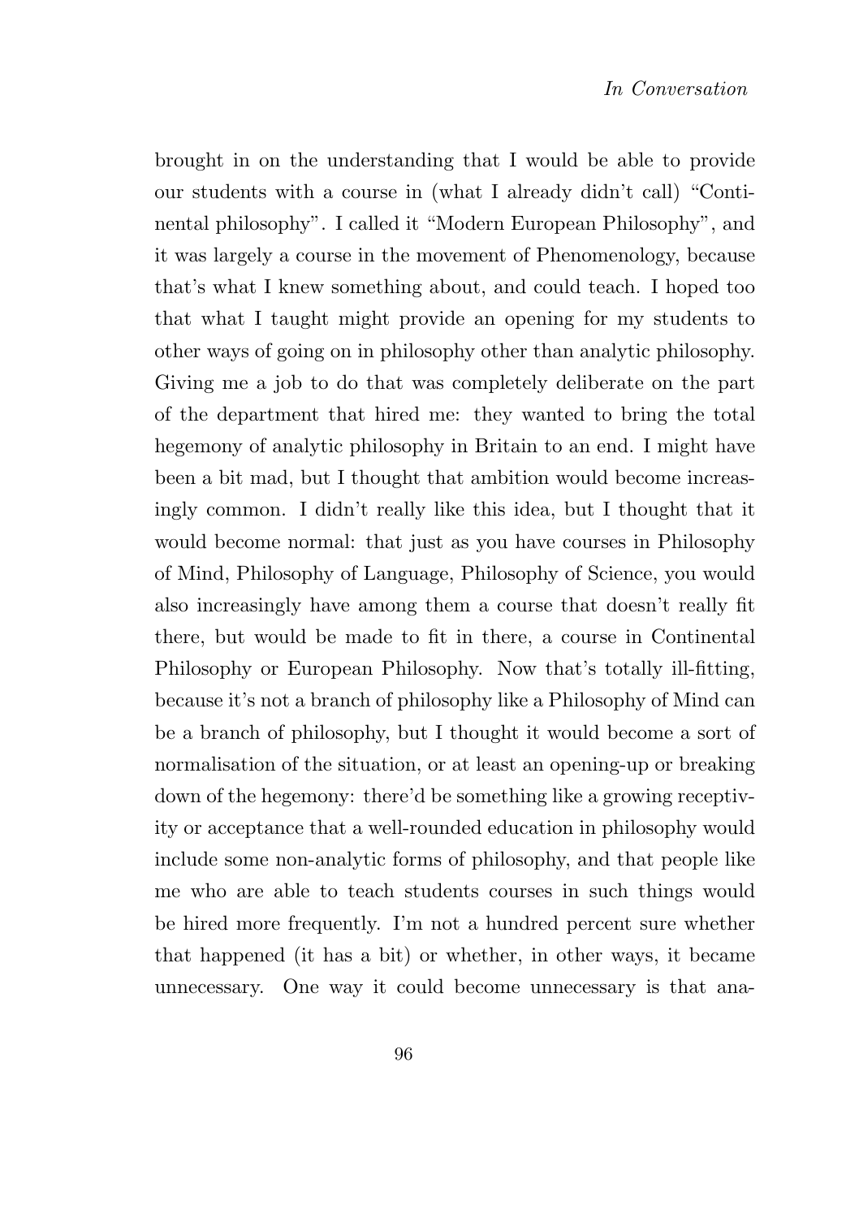brought in on the understanding that I would be able to provide our students with a course in (what I already didn't call) "Continental philosophy". I called it "Modern European Philosophy", and it was largely a course in the movement of Phenomenology, because that's what I knew something about, and could teach. I hoped too that what I taught might provide an opening for my students to other ways of going on in philosophy other than analytic philosophy. Giving me a job to do that was completely deliberate on the part of the department that hired me: they wanted to bring the total hegemony of analytic philosophy in Britain to an end. I might have been a bit mad, but I thought that ambition would become increasingly common. I didn't really like this idea, but I thought that it would become normal: that just as you have courses in Philosophy of Mind, Philosophy of Language, Philosophy of Science, you would also increasingly have among them a course that doesn't really fit there, but would be made to fit in there, a course in Continental Philosophy or European Philosophy. Now that's totally ill-fitting, because it's not a branch of philosophy like a Philosophy of Mind can be a branch of philosophy, but I thought it would become a sort of normalisation of the situation, or at least an opening-up or breaking down of the hegemony: there'd be something like a growing receptivity or acceptance that a well-rounded education in philosophy would include some non-analytic forms of philosophy, and that people like me who are able to teach students courses in such things would be hired more frequently. I'm not a hundred percent sure whether that happened (it has a bit) or whether, in other ways, it became unnecessary. One way it could become unnecessary is that ana-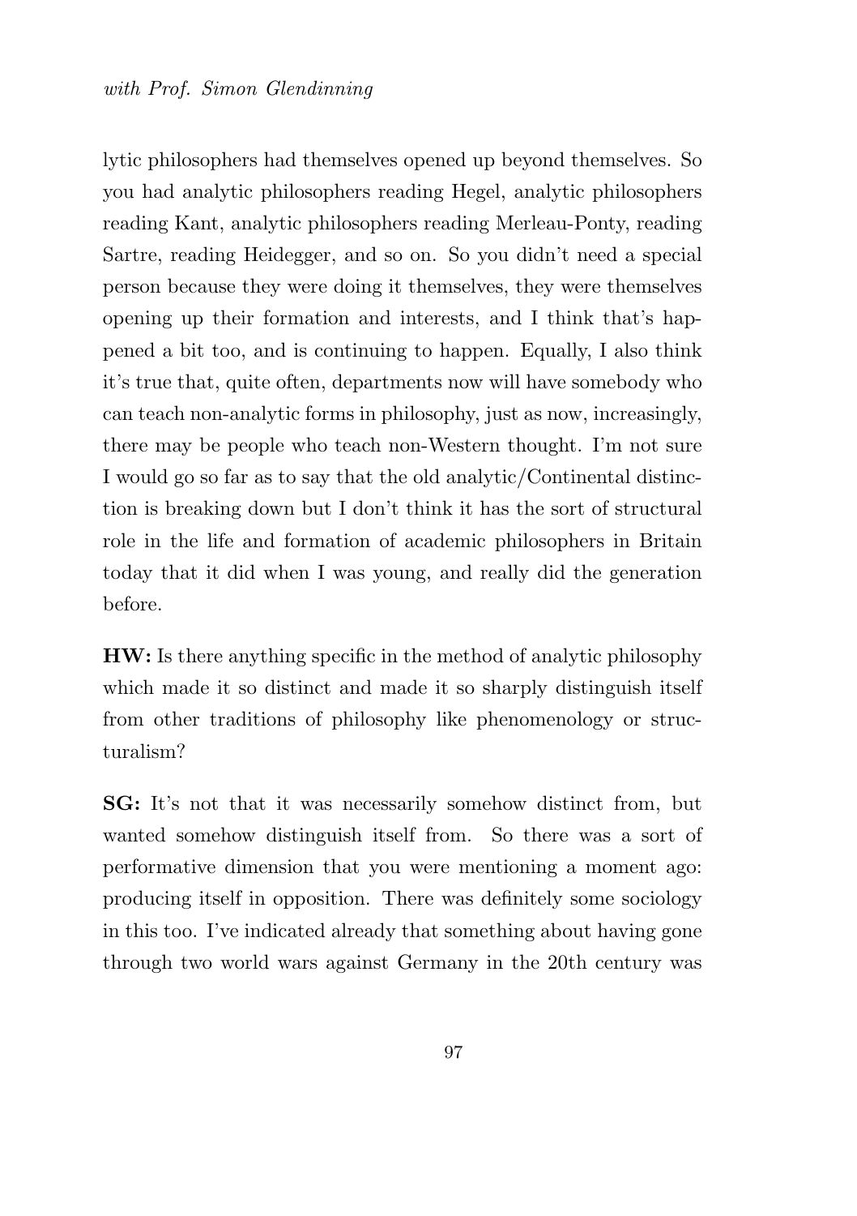lytic philosophers had themselves opened up beyond themselves. So you had analytic philosophers reading Hegel, analytic philosophers reading Kant, analytic philosophers reading Merleau-Ponty, reading Sartre, reading Heidegger, and so on. So you didn't need a special person because they were doing it themselves, they were themselves opening up their formation and interests, and I think that's happened a bit too, and is continuing to happen. Equally, I also think it's true that, quite often, departments now will have somebody who can teach non-analytic forms in philosophy, just as now, increasingly, there may be people who teach non-Western thought. I'm not sure I would go so far as to say that the old analytic/Continental distinction is breaking down but I don't think it has the sort of structural role in the life and formation of academic philosophers in Britain today that it did when I was young, and really did the generation before.

**HW:** Is there anything specific in the method of analytic philosophy which made it so distinct and made it so sharply distinguish itself from other traditions of philosophy like phenomenology or structuralism?

**SG:** It's not that it was necessarily somehow distinct from, but wanted somehow distinguish itself from. So there was a sort of performative dimension that you were mentioning a moment ago: producing itself in opposition. There was definitely some sociology in this too. I've indicated already that something about having gone through two world wars against Germany in the 20th century was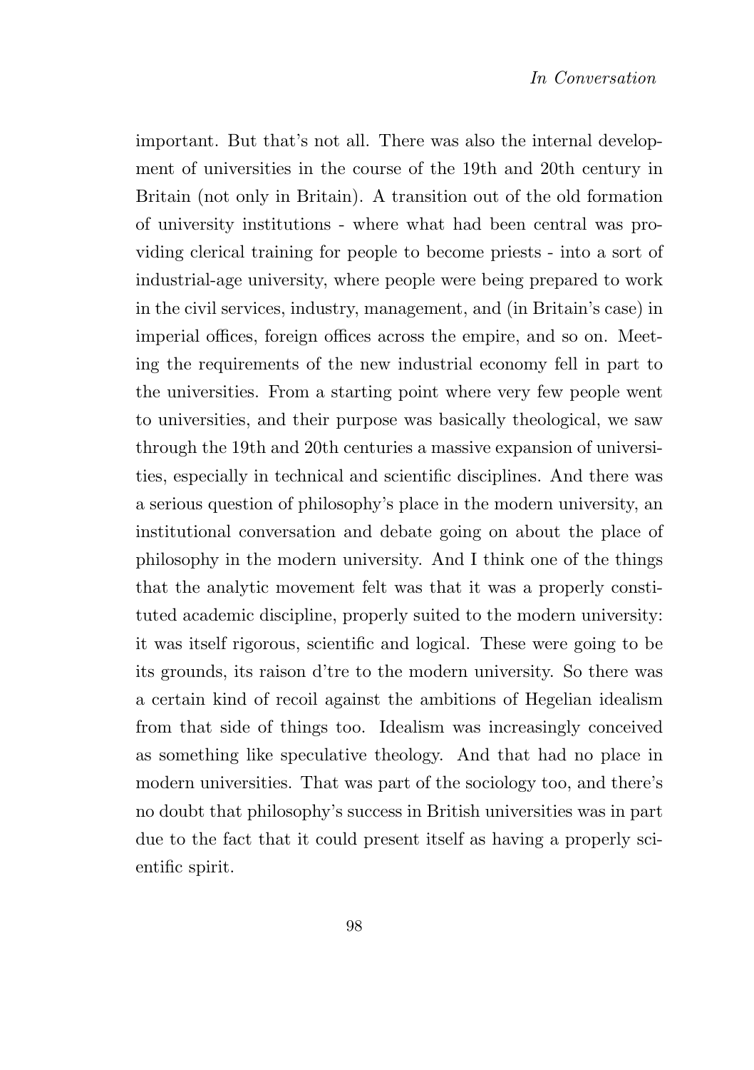important. But that's not all. There was also the internal development of universities in the course of the 19th and 20th century in Britain (not only in Britain). A transition out of the old formation of university institutions - where what had been central was providing clerical training for people to become priests - into a sort of industrial-age university, where people were being prepared to work in the civil services, industry, management, and (in Britain's case) in imperial offices, foreign offices across the empire, and so on. Meeting the requirements of the new industrial economy fell in part to the universities. From a starting point where very few people went to universities, and their purpose was basically theological, we saw through the 19th and 20th centuries a massive expansion of universities, especially in technical and scientific disciplines. And there was a serious question of philosophy's place in the modern university, an institutional conversation and debate going on about the place of philosophy in the modern university. And I think one of the things that the analytic movement felt was that it was a properly constituted academic discipline, properly suited to the modern university: it was itself rigorous, scientific and logical. These were going to be its grounds, its raison d'tre to the modern university. So there was a certain kind of recoil against the ambitions of Hegelian idealism from that side of things too. Idealism was increasingly conceived as something like speculative theology. And that had no place in modern universities. That was part of the sociology too, and there's no doubt that philosophy's success in British universities was in part due to the fact that it could present itself as having a properly scientific spirit.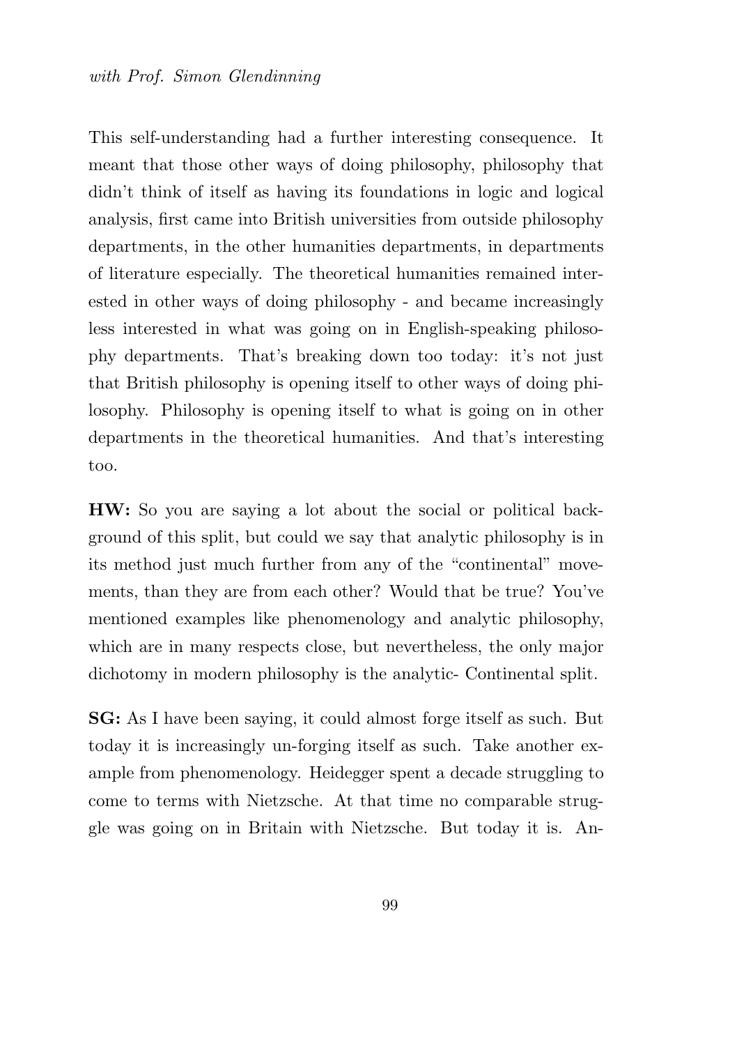This self-understanding had a further interesting consequence. It meant that those other ways of doing philosophy, philosophy that didn't think of itself as having its foundations in logic and logical analysis, first came into British universities from outside philosophy departments, in the other humanities departments, in departments of literature especially. The theoretical humanities remained interested in other ways of doing philosophy - and became increasingly less interested in what was going on in English-speaking philosophy departments. That's breaking down too today: it's not just that British philosophy is opening itself to other ways of doing philosophy. Philosophy is opening itself to what is going on in other departments in the theoretical humanities. And that's interesting too.

**HW:** So you are saying a lot about the social or political background of this split, but could we say that analytic philosophy is in its method just much further from any of the "continental" movements, than they are from each other? Would that be true? You've mentioned examples like phenomenology and analytic philosophy, which are in many respects close, but nevertheless, the only major dichotomy in modern philosophy is the analytic- Continental split.

**SG:** As I have been saying, it could almost forge itself as such. But today it is increasingly un-forging itself as such. Take another example from phenomenology. Heidegger spent a decade struggling to come to terms with Nietzsche. At that time no comparable struggle was going on in Britain with Nietzsche. But today it is. An-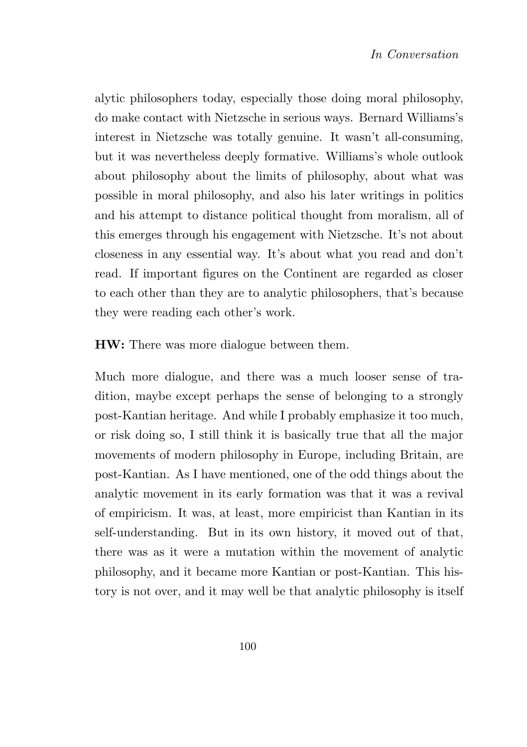alytic philosophers today, especially those doing moral philosophy, do make contact with Nietzsche in serious ways. Bernard Williams's interest in Nietzsche was totally genuine. It wasn't all-consuming, but it was nevertheless deeply formative. Williams's whole outlook about philosophy about the limits of philosophy, about what was possible in moral philosophy, and also his later writings in politics and his attempt to distance political thought from moralism, all of this emerges through his engagement with Nietzsche. It's not about closeness in any essential way. It's about what you read and don't read. If important figures on the Continent are regarded as closer to each other than they are to analytic philosophers, that's because they were reading each other's work.

**HW:** There was more dialogue between them.

Much more dialogue, and there was a much looser sense of tradition, maybe except perhaps the sense of belonging to a strongly post-Kantian heritage. And while I probably emphasize it too much, or risk doing so, I still think it is basically true that all the major movements of modern philosophy in Europe, including Britain, are post-Kantian. As I have mentioned, one of the odd things about the analytic movement in its early formation was that it was a revival of empiricism. It was, at least, more empiricist than Kantian in its self-understanding. But in its own history, it moved out of that, there was as it were a mutation within the movement of analytic philosophy, and it became more Kantian or post-Kantian. This history is not over, and it may well be that analytic philosophy is itself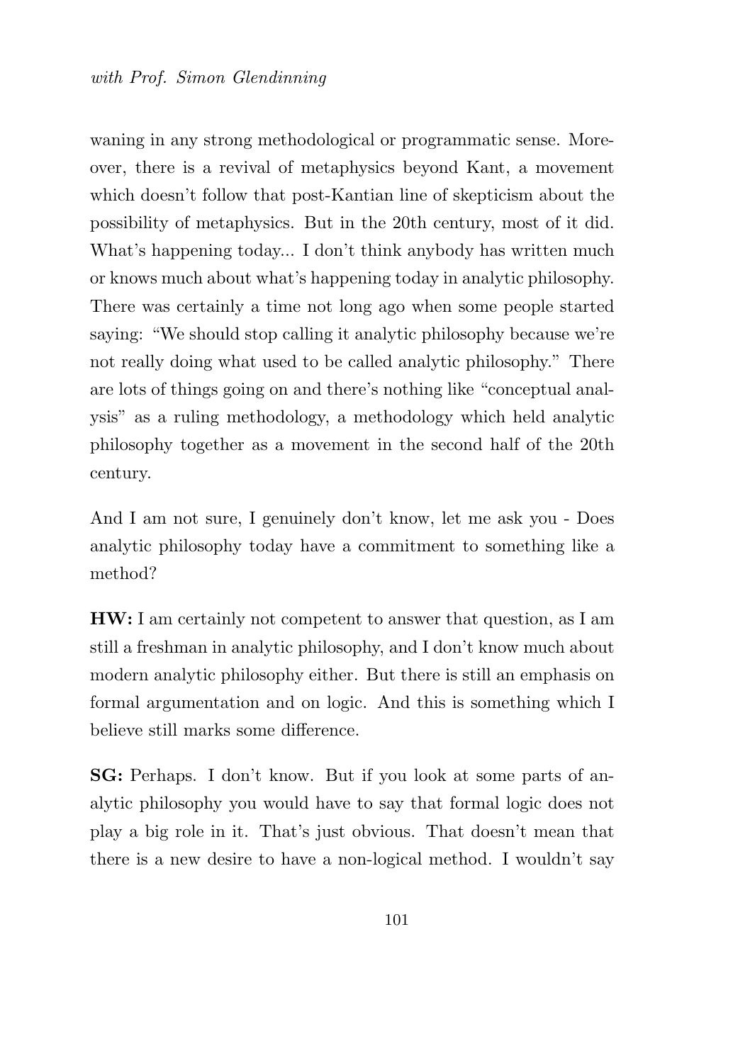waning in any strong methodological or programmatic sense. Moreover, there is a revival of metaphysics beyond Kant, a movement which doesn't follow that post-Kantian line of skepticism about the possibility of metaphysics. But in the 20th century, most of it did. What's happening today... I don't think anybody has written much or knows much about what's happening today in analytic philosophy. There was certainly a time not long ago when some people started saying: "We should stop calling it analytic philosophy because we're not really doing what used to be called analytic philosophy." There are lots of things going on and there's nothing like "conceptual analysis" as a ruling methodology, a methodology which held analytic philosophy together as a movement in the second half of the 20th century.

And I am not sure, I genuinely don't know, let me ask you - Does analytic philosophy today have a commitment to something like a method?

**HW:** I am certainly not competent to answer that question, as I am still a freshman in analytic philosophy, and I don't know much about modern analytic philosophy either. But there is still an emphasis on formal argumentation and on logic. And this is something which I believe still marks some difference.

**SG:** Perhaps. I don't know. But if you look at some parts of analytic philosophy you would have to say that formal logic does not play a big role in it. That's just obvious. That doesn't mean that there is a new desire to have a non-logical method. I wouldn't say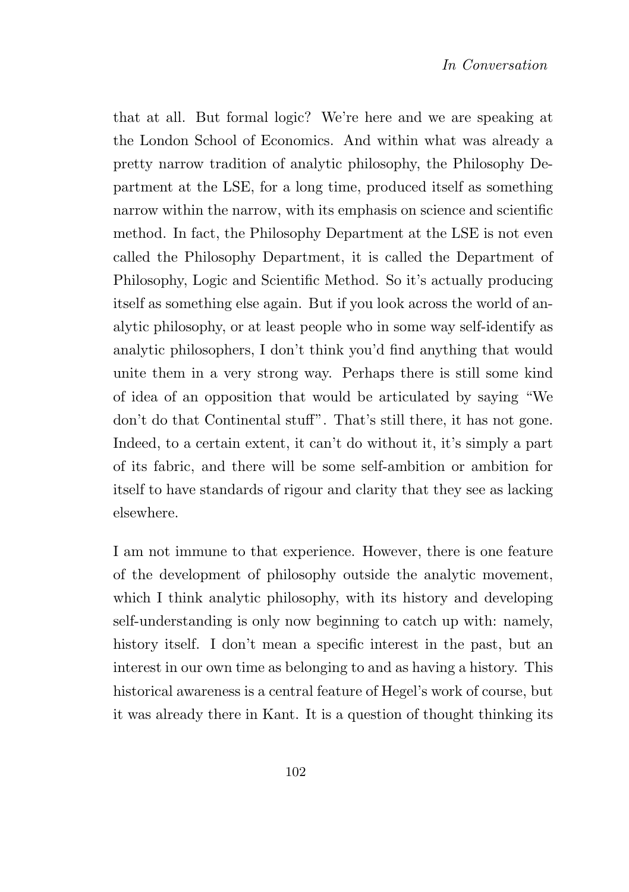that at all. But formal logic? We're here and we are speaking at the London School of Economics. And within what was already a pretty narrow tradition of analytic philosophy, the Philosophy Department at the LSE, for a long time, produced itself as something narrow within the narrow, with its emphasis on science and scientific method. In fact, the Philosophy Department at the LSE is not even called the Philosophy Department, it is called the Department of Philosophy, Logic and Scientific Method. So it's actually producing itself as something else again. But if you look across the world of analytic philosophy, or at least people who in some way self-identify as analytic philosophers, I don't think you'd find anything that would unite them in a very strong way. Perhaps there is still some kind of idea of an opposition that would be articulated by saying "We don't do that Continental stuff". That's still there, it has not gone. Indeed, to a certain extent, it can't do without it, it's simply a part of its fabric, and there will be some self-ambition or ambition for itself to have standards of rigour and clarity that they see as lacking elsewhere.

I am not immune to that experience. However, there is one feature of the development of philosophy outside the analytic movement, which I think analytic philosophy, with its history and developing self-understanding is only now beginning to catch up with: namely, history itself. I don't mean a specific interest in the past, but an interest in our own time as belonging to and as having a history. This historical awareness is a central feature of Hegel's work of course, but it was already there in Kant. It is a question of thought thinking its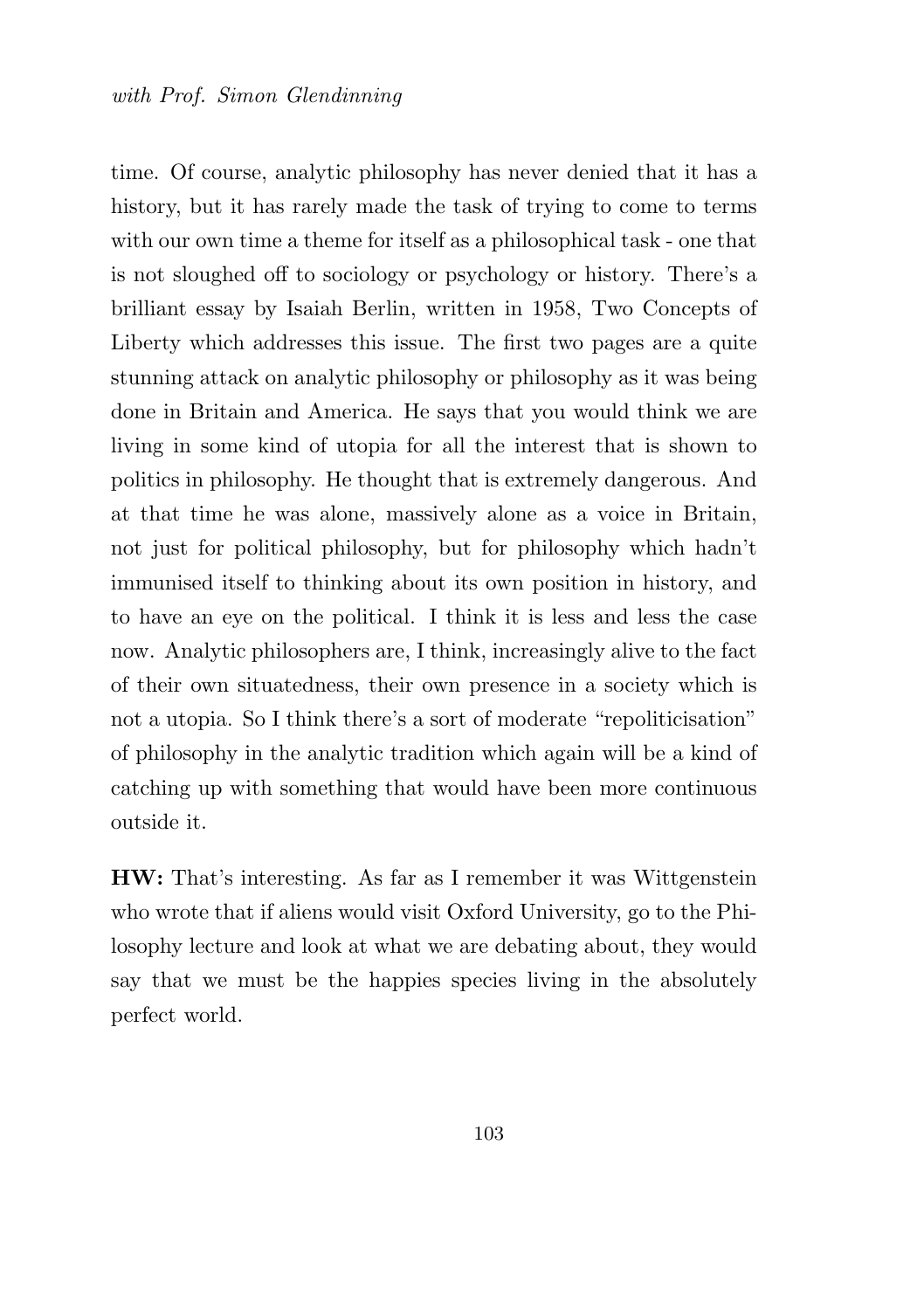time. Of course, analytic philosophy has never denied that it has a history, but it has rarely made the task of trying to come to terms with our own time a theme for itself as a philosophical task - one that is not sloughed off to sociology or psychology or history. There's a brilliant essay by Isaiah Berlin, written in 1958, Two Concepts of Liberty which addresses this issue. The first two pages are a quite stunning attack on analytic philosophy or philosophy as it was being done in Britain and America. He says that you would think we are living in some kind of utopia for all the interest that is shown to politics in philosophy. He thought that is extremely dangerous. And at that time he was alone, massively alone as a voice in Britain, not just for political philosophy, but for philosophy which hadn't immunised itself to thinking about its own position in history, and to have an eye on the political. I think it is less and less the case now. Analytic philosophers are, I think, increasingly alive to the fact of their own situatedness, their own presence in a society which is not a utopia. So I think there's a sort of moderate "repoliticisation" of philosophy in the analytic tradition which again will be a kind of catching up with something that would have been more continuous outside it.

**HW:** That's interesting. As far as I remember it was Wittgenstein who wrote that if aliens would visit Oxford University, go to the Philosophy lecture and look at what we are debating about, they would say that we must be the happies species living in the absolutely perfect world.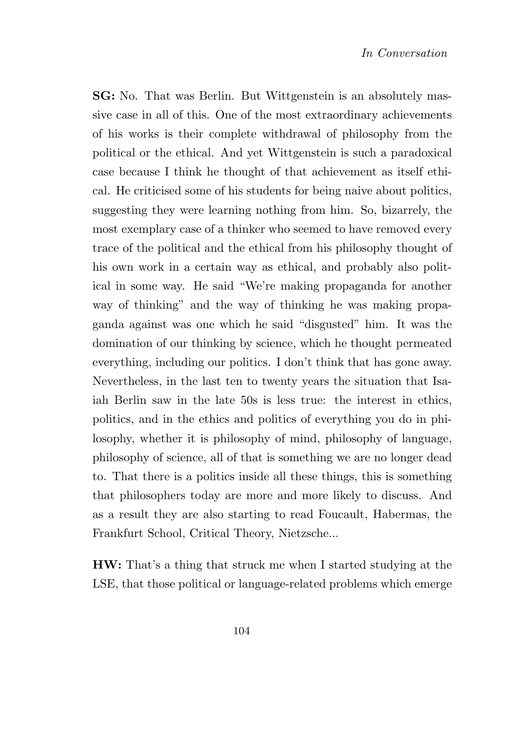**SG:** No. That was Berlin. But Wittgenstein is an absolutely massive case in all of this. One of the most extraordinary achievements of his works is their complete withdrawal of philosophy from the political or the ethical. And yet Wittgenstein is such a paradoxical case because I think he thought of that achievement as itself ethical. He criticised some of his students for being naive about politics, suggesting they were learning nothing from him. So, bizarrely, the most exemplary case of a thinker who seemed to have removed every trace of the political and the ethical from his philosophy thought of his own work in a certain way as ethical, and probably also political in some way. He said "We're making propaganda for another way of thinking" and the way of thinking he was making propaganda against was one which he said "disgusted" him. It was the domination of our thinking by science, which he thought permeated everything, including our politics. I don't think that has gone away. Nevertheless, in the last ten to twenty years the situation that Isaiah Berlin saw in the late 50s is less true: the interest in ethics, politics, and in the ethics and politics of everything you do in philosophy, whether it is philosophy of mind, philosophy of language, philosophy of science, all of that is something we are no longer dead to. That there is a politics inside all these things, this is something that philosophers today are more and more likely to discuss. And as a result they are also starting to read Foucault, Habermas, the Frankfurt School, Critical Theory, Nietzsche...

**HW:** That's a thing that struck me when I started studying at the LSE, that those political or language-related problems which emerge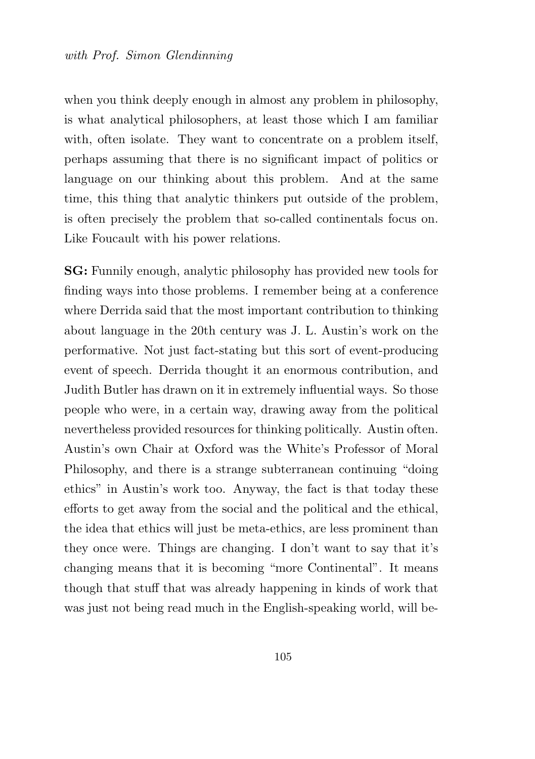when you think deeply enough in almost any problem in philosophy, is what analytical philosophers, at least those which I am familiar with, often isolate. They want to concentrate on a problem itself, perhaps assuming that there is no significant impact of politics or language on our thinking about this problem. And at the same time, this thing that analytic thinkers put outside of the problem, is often precisely the problem that so-called continentals focus on. Like Foucault with his power relations.

**SG:** Funnily enough, analytic philosophy has provided new tools for finding ways into those problems. I remember being at a conference where Derrida said that the most important contribution to thinking about language in the 20th century was J. L. Austin's work on the performative. Not just fact-stating but this sort of event-producing event of speech. Derrida thought it an enormous contribution, and Judith Butler has drawn on it in extremely influential ways. So those people who were, in a certain way, drawing away from the political nevertheless provided resources for thinking politically. Austin often. Austin's own Chair at Oxford was the White's Professor of Moral Philosophy, and there is a strange subterranean continuing "doing ethics" in Austin's work too. Anyway, the fact is that today these efforts to get away from the social and the political and the ethical, the idea that ethics will just be meta-ethics, are less prominent than they once were. Things are changing. I don't want to say that it's changing means that it is becoming "more Continental". It means though that stuff that was already happening in kinds of work that was just not being read much in the English-speaking world, will be-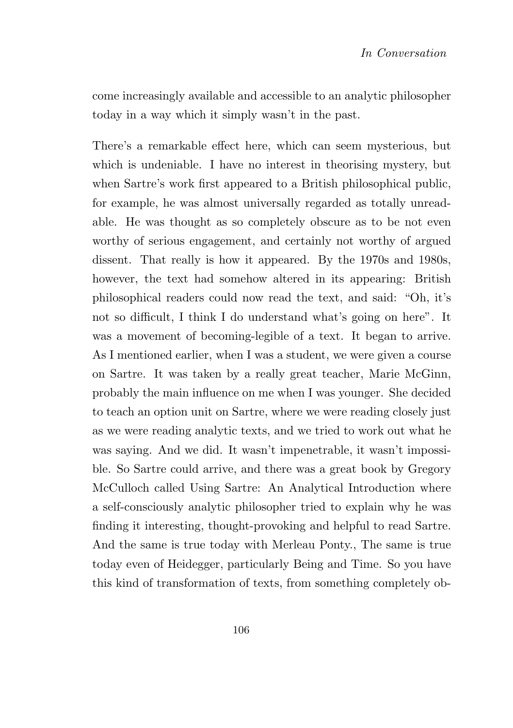come increasingly available and accessible to an analytic philosopher today in a way which it simply wasn't in the past.

There's a remarkable effect here, which can seem mysterious, but which is undeniable. I have no interest in theorising mystery, but when Sartre's work first appeared to a British philosophical public, for example, he was almost universally regarded as totally unreadable. He was thought as so completely obscure as to be not even worthy of serious engagement, and certainly not worthy of argued dissent. That really is how it appeared. By the 1970s and 1980s, however, the text had somehow altered in its appearing: British philosophical readers could now read the text, and said: "Oh, it's not so difficult, I think I do understand what's going on here". It was a movement of becoming-legible of a text. It began to arrive. As I mentioned earlier, when I was a student, we were given a course on Sartre. It was taken by a really great teacher, Marie McGinn, probably the main influence on me when I was younger. She decided to teach an option unit on Sartre, where we were reading closely just as we were reading analytic texts, and we tried to work out what he was saying. And we did. It wasn't impenetrable, it wasn't impossible. So Sartre could arrive, and there was a great book by Gregory McCulloch called Using Sartre: An Analytical Introduction where a self-consciously analytic philosopher tried to explain why he was finding it interesting, thought-provoking and helpful to read Sartre. And the same is true today with Merleau Ponty., The same is true today even of Heidegger, particularly Being and Time. So you have this kind of transformation of texts, from something completely ob-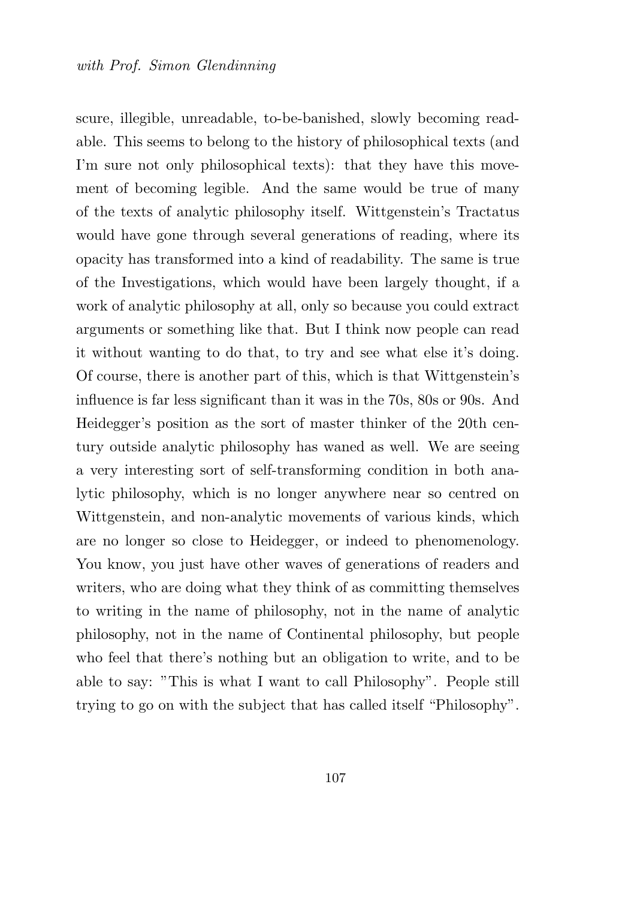scure, illegible, unreadable, to-be-banished, slowly becoming readable. This seems to belong to the history of philosophical texts (and I'm sure not only philosophical texts): that they have this movement of becoming legible. And the same would be true of many of the texts of analytic philosophy itself. Wittgenstein's Tractatus would have gone through several generations of reading, where its opacity has transformed into a kind of readability. The same is true of the Investigations, which would have been largely thought, if a work of analytic philosophy at all, only so because you could extract arguments or something like that. But I think now people can read it without wanting to do that, to try and see what else it's doing. Of course, there is another part of this, which is that Wittgenstein's influence is far less significant than it was in the 70s, 80s or 90s. And Heidegger's position as the sort of master thinker of the 20th century outside analytic philosophy has waned as well. We are seeing a very interesting sort of self-transforming condition in both analytic philosophy, which is no longer anywhere near so centred on Wittgenstein, and non-analytic movements of various kinds, which are no longer so close to Heidegger, or indeed to phenomenology. You know, you just have other waves of generations of readers and writers, who are doing what they think of as committing themselves to writing in the name of philosophy, not in the name of analytic philosophy, not in the name of Continental philosophy, but people who feel that there's nothing but an obligation to write, and to be able to say: "This is what I want to call Philosophy". People still trying to go on with the subject that has called itself "Philosophy".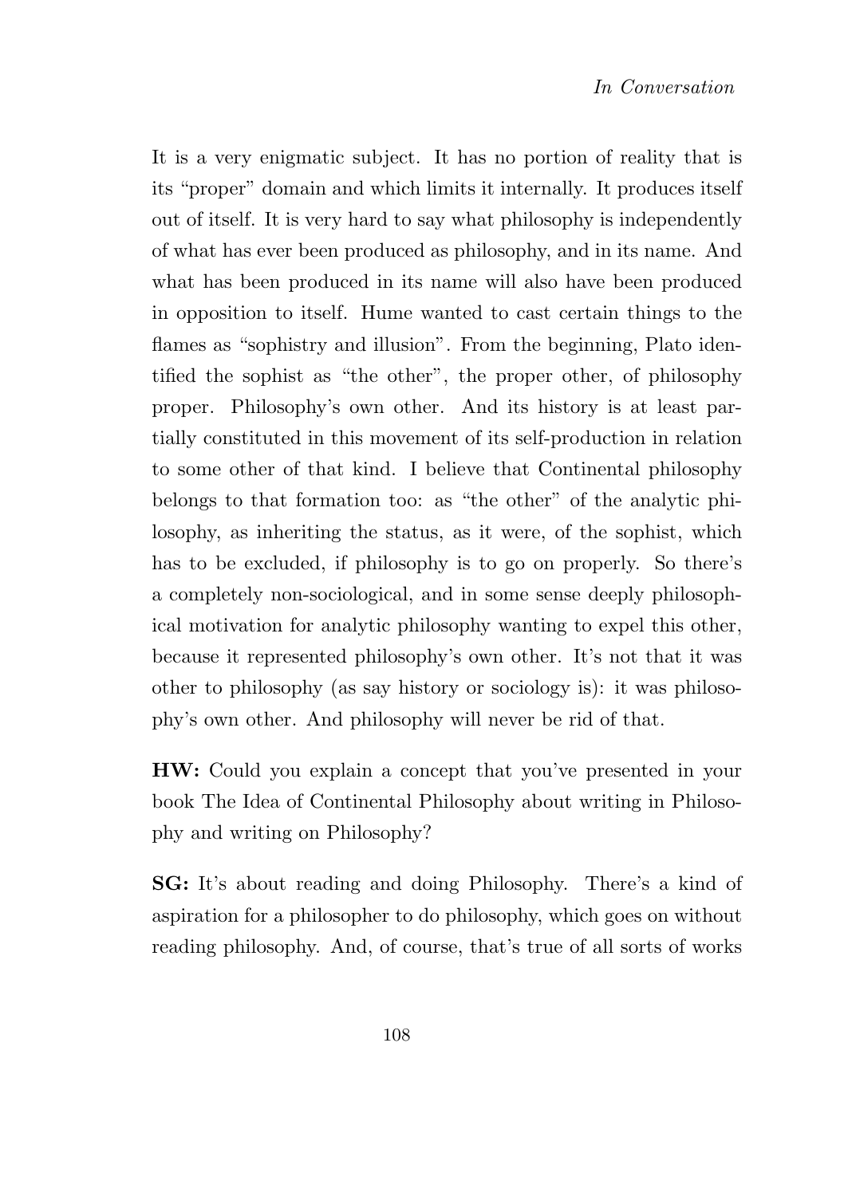It is a very enigmatic subject. It has no portion of reality that is its "proper" domain and which limits it internally. It produces itself out of itself. It is very hard to say what philosophy is independently of what has ever been produced as philosophy, and in its name. And what has been produced in its name will also have been produced in opposition to itself. Hume wanted to cast certain things to the flames as "sophistry and illusion". From the beginning, Plato identified the sophist as "the other", the proper other, of philosophy proper. Philosophy's own other. And its history is at least partially constituted in this movement of its self-production in relation to some other of that kind. I believe that Continental philosophy belongs to that formation too: as "the other" of the analytic philosophy, as inheriting the status, as it were, of the sophist, which has to be excluded, if philosophy is to go on properly. So there's a completely non-sociological, and in some sense deeply philosophical motivation for analytic philosophy wanting to expel this other, because it represented philosophy's own other. It's not that it was other to philosophy (as say history or sociology is): it was philosophy's own other. And philosophy will never be rid of that.

**HW:** Could you explain a concept that you've presented in your book The Idea of Continental Philosophy about writing in Philosophy and writing on Philosophy?

**SG:** It's about reading and doing Philosophy. There's a kind of aspiration for a philosopher to do philosophy, which goes on without reading philosophy. And, of course, that's true of all sorts of works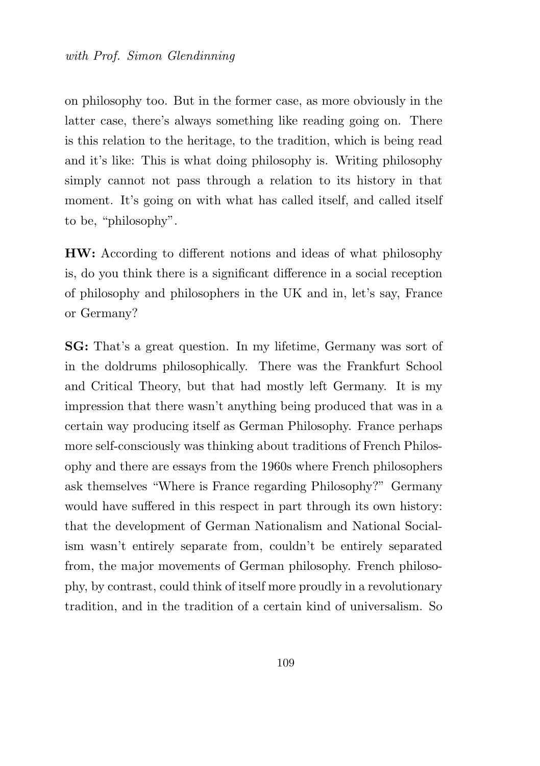on philosophy too. But in the former case, as more obviously in the latter case, there's always something like reading going on. There is this relation to the heritage, to the tradition, which is being read and it's like: This is what doing philosophy is. Writing philosophy simply cannot not pass through a relation to its history in that moment. It's going on with what has called itself, and called itself to be, "philosophy".

**HW:** According to different notions and ideas of what philosophy is, do you think there is a significant difference in a social reception of philosophy and philosophers in the UK and in, let's say, France or Germany?

**SG:** That's a great question. In my lifetime, Germany was sort of in the doldrums philosophically. There was the Frankfurt School and Critical Theory, but that had mostly left Germany. It is my impression that there wasn't anything being produced that was in a certain way producing itself as German Philosophy. France perhaps more self-consciously was thinking about traditions of French Philosophy and there are essays from the 1960s where French philosophers ask themselves "Where is France regarding Philosophy?" Germany would have suffered in this respect in part through its own history: that the development of German Nationalism and National Socialism wasn't entirely separate from, couldn't be entirely separated from, the major movements of German philosophy. French philosophy, by contrast, could think of itself more proudly in a revolutionary tradition, and in the tradition of a certain kind of universalism. So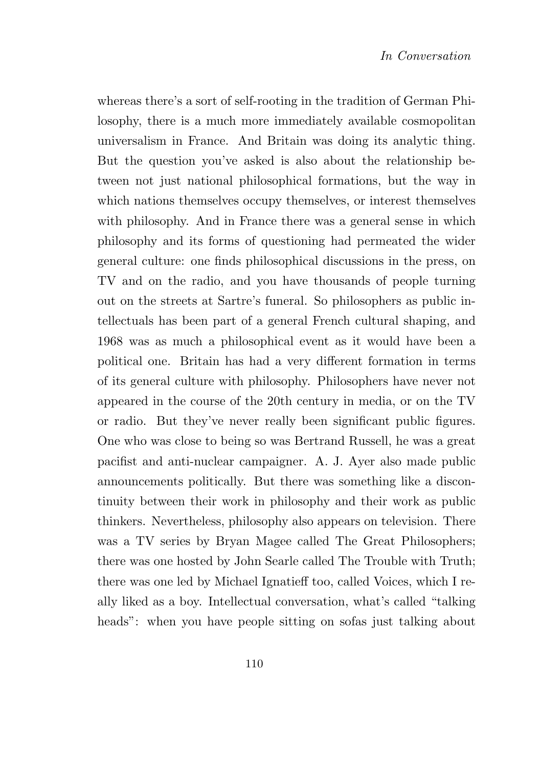whereas there's a sort of self-rooting in the tradition of German Philosophy, there is a much more immediately available cosmopolitan universalism in France. And Britain was doing its analytic thing. But the question you've asked is also about the relationship between not just national philosophical formations, but the way in which nations themselves occupy themselves, or interest themselves with philosophy. And in France there was a general sense in which philosophy and its forms of questioning had permeated the wider general culture: one finds philosophical discussions in the press, on TV and on the radio, and you have thousands of people turning out on the streets at Sartre's funeral. So philosophers as public intellectuals has been part of a general French cultural shaping, and 1968 was as much a philosophical event as it would have been a political one. Britain has had a very different formation in terms of its general culture with philosophy. Philosophers have never not appeared in the course of the 20th century in media, or on the TV or radio. But they've never really been significant public figures. One who was close to being so was Bertrand Russell, he was a great pacifist and anti-nuclear campaigner. A. J. Ayer also made public announcements politically. But there was something like a discontinuity between their work in philosophy and their work as public thinkers. Nevertheless, philosophy also appears on television. There was a TV series by Bryan Magee called The Great Philosophers; there was one hosted by John Searle called The Trouble with Truth; there was one led by Michael Ignatieff too, called Voices, which I really liked as a boy. Intellectual conversation, what's called "talking heads": when you have people sitting on sofas just talking about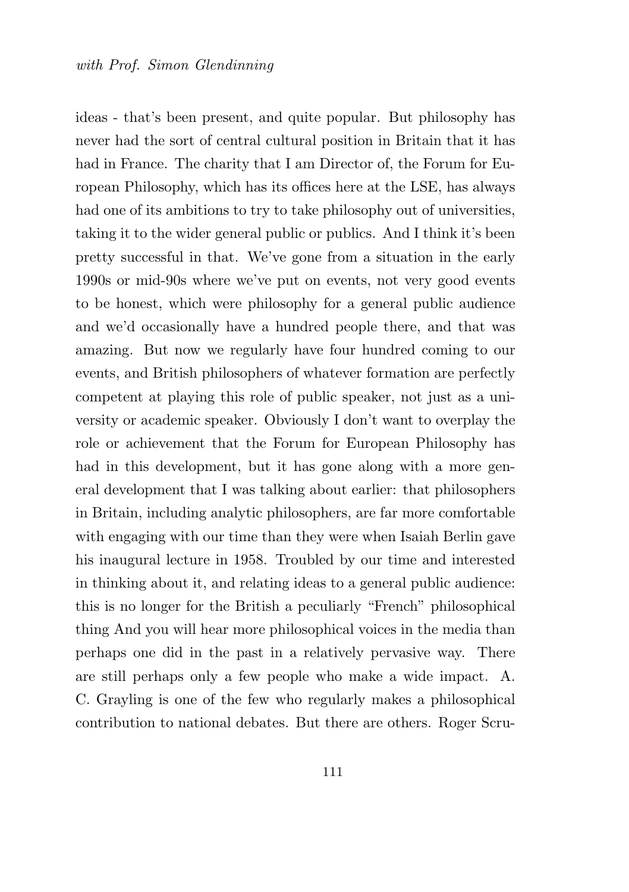ideas - that's been present, and quite popular. But philosophy has never had the sort of central cultural position in Britain that it has had in France. The charity that I am Director of, the Forum for European Philosophy, which has its offices here at the LSE, has always had one of its ambitions to try to take philosophy out of universities, taking it to the wider general public or publics. And I think it's been pretty successful in that. We've gone from a situation in the early 1990s or mid-90s where we've put on events, not very good events to be honest, which were philosophy for a general public audience and we'd occasionally have a hundred people there, and that was amazing. But now we regularly have four hundred coming to our events, and British philosophers of whatever formation are perfectly competent at playing this role of public speaker, not just as a university or academic speaker. Obviously I don't want to overplay the role or achievement that the Forum for European Philosophy has had in this development, but it has gone along with a more general development that I was talking about earlier: that philosophers in Britain, including analytic philosophers, are far more comfortable with engaging with our time than they were when Isaiah Berlin gave his inaugural lecture in 1958. Troubled by our time and interested in thinking about it, and relating ideas to a general public audience: this is no longer for the British a peculiarly "French" philosophical thing And you will hear more philosophical voices in the media than perhaps one did in the past in a relatively pervasive way. There are still perhaps only a few people who make a wide impact. A. C. Grayling is one of the few who regularly makes a philosophical contribution to national debates. But there are others. Roger Scru-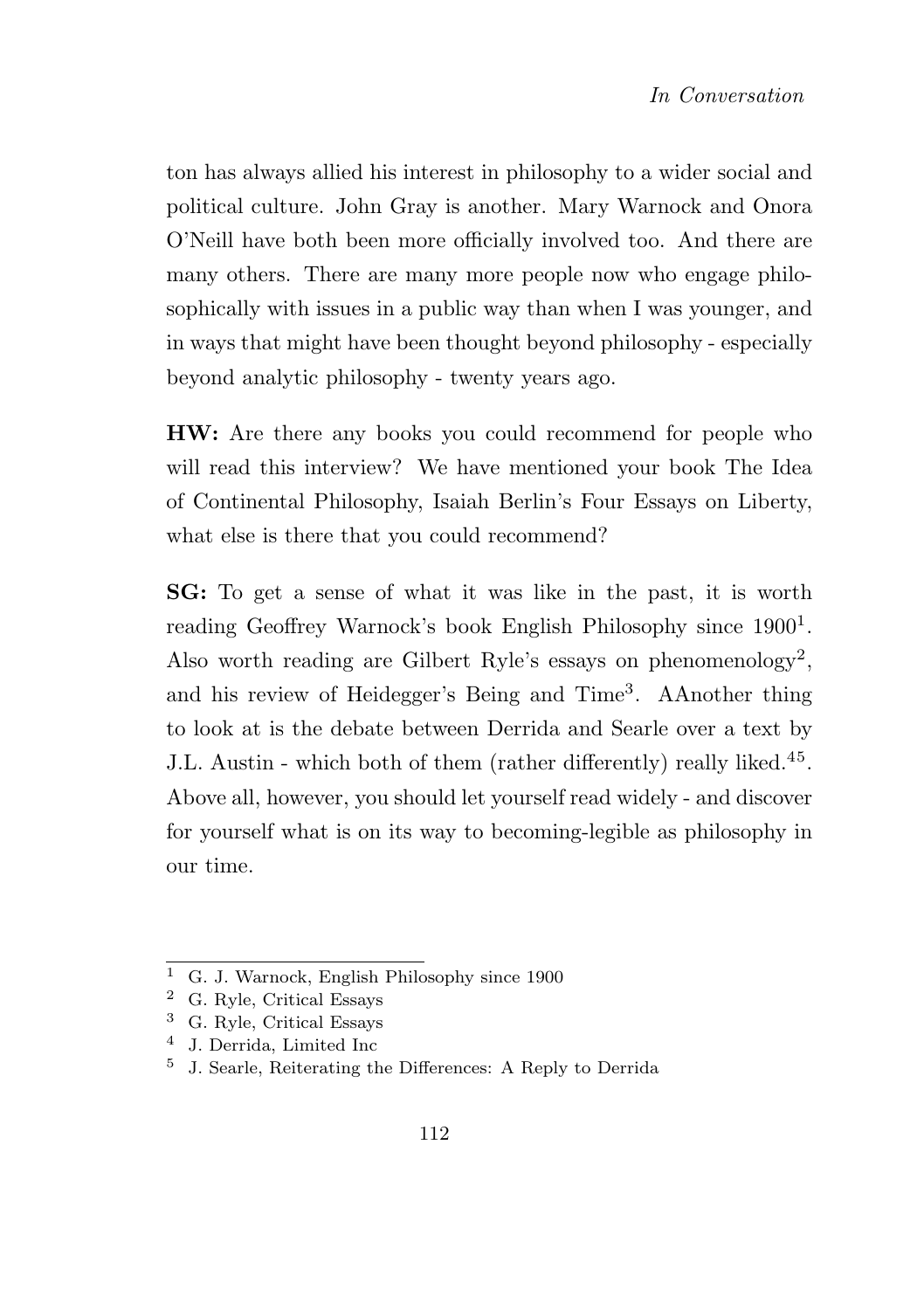ton has always allied his interest in philosophy to a wider social and political culture. John Gray is another. Mary Warnock and Onora O'Neill have both been more officially involved too. And there are many others. There are many more people now who engage philosophically with issues in a public way than when I was younger, and in ways that might have been thought beyond philosophy - especially beyond analytic philosophy - twenty years ago.

**HW:** Are there any books you could recommend for people who will read this interview? We have mentioned your book The Idea of Continental Philosophy, Isaiah Berlin's Four Essays on Liberty, what else is there that you could recommend?

**SG:** To get a sense of what it was like in the past, it is worth reading Geoffrey Warnock's book English Philosophy since 1900[1]. Also worth reading are Gilbert Ryle's essays on phenomenology[2], and his review of Heidegger's Being and Time[3]. AAnother thing to look at is the debate between Derrida and Searle over a text by J.L. Austin - which both of them (rather differently) really liked.[4,5]. Above all, however, you should let yourself read widely - and discover for yourself what is on its way to becoming-legible as philosophy in our time.

---

[1] G. J. Warnock, English Philosophy since 1900

[2] G. Ryle, Critical Essays

[3] G. Ryle, Critical Essays

[4] J. Derrida, Limited Inc

[5] J. Searle, Reiterating the Differences: A Reply to Derrida